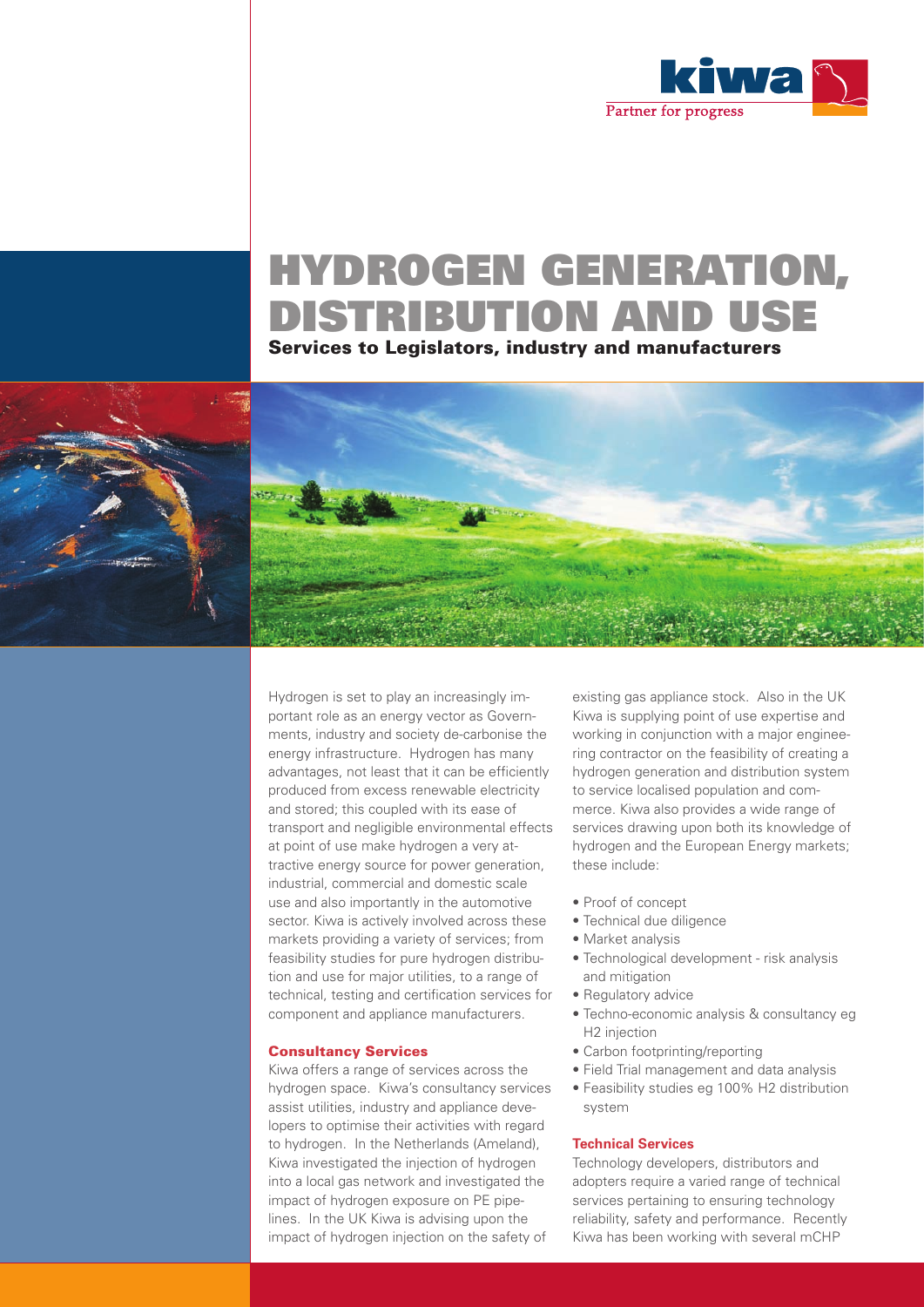# HYDROGEN GENERATION, DISTRIBUTION AND USE

## Services to Legislators, industry and manufacturers

Hydrogen is set to play an increasingly important role as an energy vector as Governments, industry and society de-carbonise the energy infrastructure. Hydrogen has many advantages, not least that it can be efficiently produced from excess renewable electricity and stored; this coupled with its ease of transport and negligible environmental effects at point of use make hydrogen a very attractive energy source for power generation, industrial, commercial and domestic scale use and also importantly in the automotive sector. Kiwa is actively involved across these markets providing a variety of services; from feasibility studies for pure hydrogen distribution and use for major utilities, to a range of technical, testing and certification services for component and appliance manufacturers.

### Consultancy Services

Kiwa offers a range of services across the hydrogen space. Kiwa's consultancy services assist utilities, industry and appliance developers to optimise their activities with regard to hydrogen. In the Netherlands (Ameland), Kiwa investigated the injection of hydrogen into a local gas network and investigated the impact of hydrogen exposure on PE pipelines. In the UK Kiwa is advising upon the impact of hydrogen injection on the safety of existing gas appliance stock. Also in the UK Kiwa is supplying point of use expertise and working in conjunction with a major engineering contractor on the feasibility of creating a hydrogen generation and distribution system to service localised population and commerce. Kiwa also provides a wide range of services drawing upon both its knowledge of hydrogen and the European Energy markets; these include:

- Proof of concept
- Technical due diligence
- Market analysis
- Technological development - risk analysis and mitigation
- Regulatory advice
- Techno-economic analysis & consultancy eg H2 injection
- Carbon footprinting/reporting
- Field Trial management and data analysis
- Feasibility studies eg 100% H2 distribution system

### Technical Services

Technology developers, distributors and adopters require a varied range of technical services pertaining to ensuring technology reliability, safety and performance. Recently Kiwa has been working with several mCHP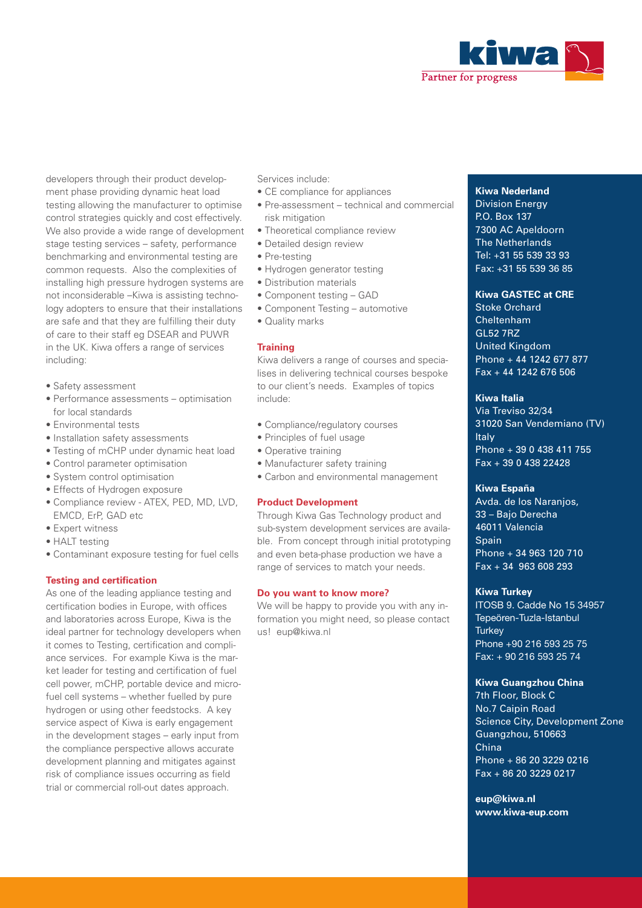developers through their product development phase providing dynamic heat load testing allowing the manufacturer to optimise control strategies quickly and cost effectively. We also provide a wide range of development stage testing services – safety, performance benchmarking and environmental testing are common requests. Also the complexities of installing high pressure hydrogen systems are not inconsiderable –Kiwa is assisting technology adopters to ensure that their installations are safe and that they are fulfilling their duty of care to their staff eg DSEAR and PUWR in the UK. Kiwa offers a range of services including:

- Safety assessment
- Performance assessments – optimisation for local standards
- Environmental tests
- Installation safety assessments
- Testing of mCHP under dynamic heat load
- Control parameter optimisation
- System control optimisation
- Effects of Hydrogen exposure
- Compliance review - ATEX, PED, MD, LVD, EMCD, ErP, GAD etc
- Expert witness
- HALT testing
- Contaminant exposure testing for fuel cells

### Testing and certification

As one of the leading appliance testing and certification bodies in Europe, with offices and laboratories across Europe, Kiwa is the ideal partner for technology developers when it comes to Testing, certification and compliance services. For example Kiwa is the market leader for testing and certification of fuel cell power, mCHP, portable device and microfuel cell systems – whether fuelled by pure hydrogen or using other feedstocks. A key service aspect of Kiwa is early engagement in the development stages – early input from the compliance perspective allows accurate development planning and mitigates against risk of compliance issues occurring as field trial or commercial roll-out dates approach.

Services include:

- CE compliance for appliances
- Pre-assessment – technical and commercial risk mitigation
- Theoretical compliance review
- Detailed design review
- Pre-testing
- Hydrogen generator testing
- Distribution materials
- Component testing – GAD
- Component Testing – automotive
- Quality marks

### Training

Kiwa delivers a range of courses and specialises in delivering technical courses bespoke to our client's needs. Examples of topics include:

- Compliance/regulatory courses
- Principles of fuel usage
- Operative training
- Manufacturer safety training
- Carbon and environmental management

### Product Development

Through Kiwa Gas Technology product and sub-system development services are available. From concept through initial prototyping and even beta-phase production we have a range of services to match your needs.

### Do you want to know more?

We will be happy to provide you with any information you might need, so please contact us! eup@kiwa.nl

**Kiwa Nederland**
Division Energy
P.O. Box 137
7300 AC Apeldoorn
The Netherlands
Tel: +31 55 539 33 93
Fax: +31 55 539 36 85

**Kiwa GASTEC at CRE**
Stoke Orchard
Cheltenham
GL52 7RZ
United Kingdom
Phone + 44 1242 677 877
Fax + 44 1242 676 506

**Kiwa Italia**
Via Treviso 32/34
31020 San Vendemiano (TV)
Italy
Phone + 39 0 438 411 755
Fax + 39 0 438 22428

**Kiwa España**
Avda. de los Naranjos,
33 – Bajo Derecha
46011 Valencia
Spain
Phone + 34 963 120 710
Fax + 34 963 608 293

**Kiwa Turkey**
ITOSB 9. Cadde No 15 34957
Tepeören-Tuzla-Istanbul
Turkey
Phone +90 216 593 25 75
Fax: + 90 216 593 25 74

**Kiwa Guangzhou China**
7th Floor, Block C
No.7 Caipin Road
Science City, Development Zone
Guangzhou, 510663
China
Phone + 86 20 3229 0216
Fax + 86 20 3229 0217

**eup@kiwa.nl**
**www.kiwa-eup.com**